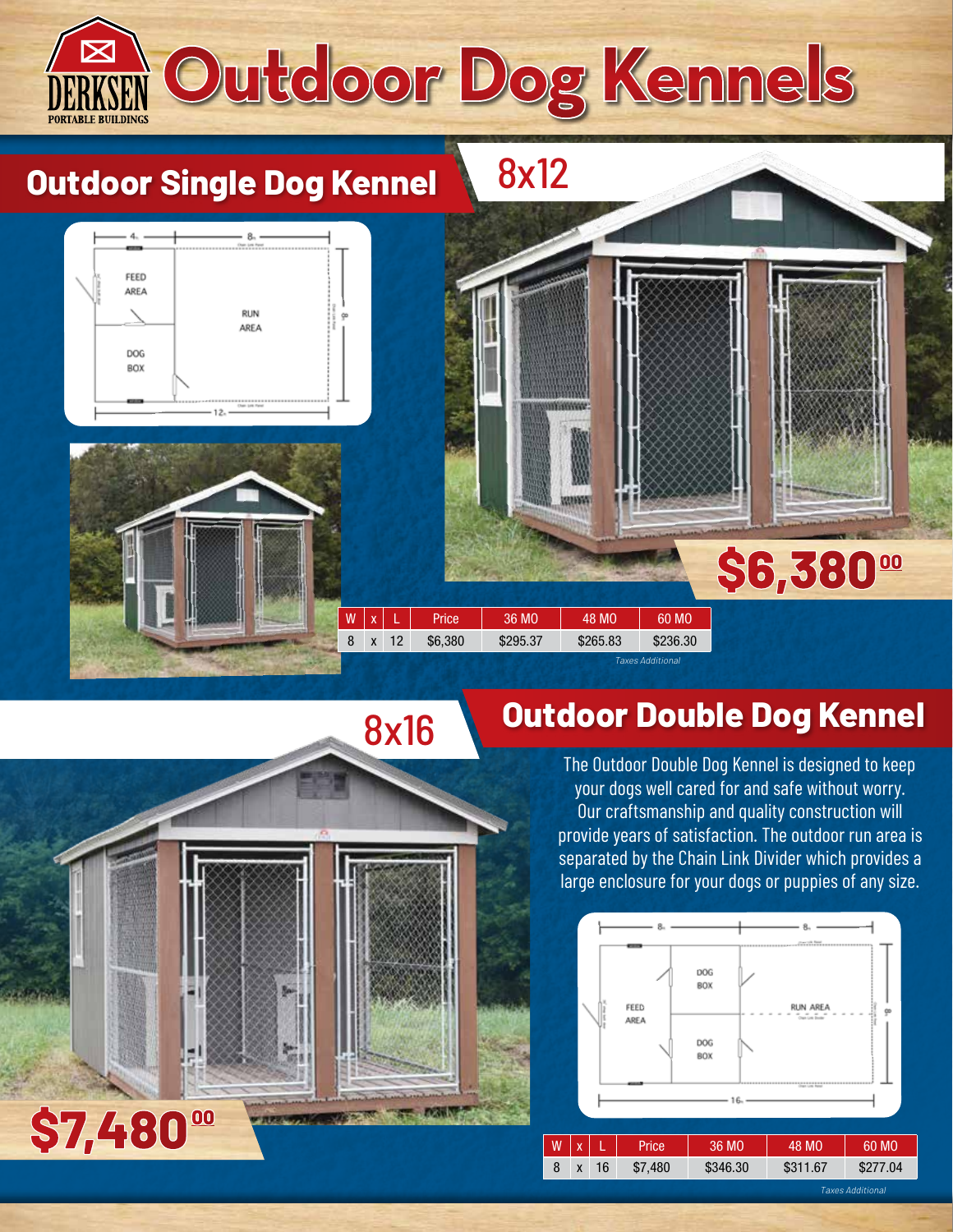# Outdoor Dog Kennels

DERKSEN PORTABLE BUILDINGS

## Outdoor Single Dog Kennel

8x12

FEED AREA

DOG BOX

RUN AREA

4' 8' 8' 12'

$6,380.00

| W | x | L | Price | 36 MO | 48 MO | 60 MO |
|---|---|---|---|---|---|---|
| 8 | x | 12 | $6,380 | $295.37 | $265.83 | $236.30 |

*Taxes Additional*

## Outdoor Double Dog Kennel

8x16

The Outdoor Double Dog Kennel is designed to keep your dogs well cared for and safe without worry. Our craftsmanship and quality construction will provide years of satisfaction. The outdoor run area is separated by the Chain Link Divider which provides a large enclosure for your dogs or puppies of any size.

FEED AREA

DOG BOX

DOG BOX

RUN AREA

8' 8' 8' 16'

$7,480.00

| W | x | L | Price | 36 MO | 48 MO | 60 MO |
|---|---|---|---|---|---|---|
| 8 | x | 16 | $7,480 | $346.30 | $311.67 | $277.04 |

*Taxes Additional*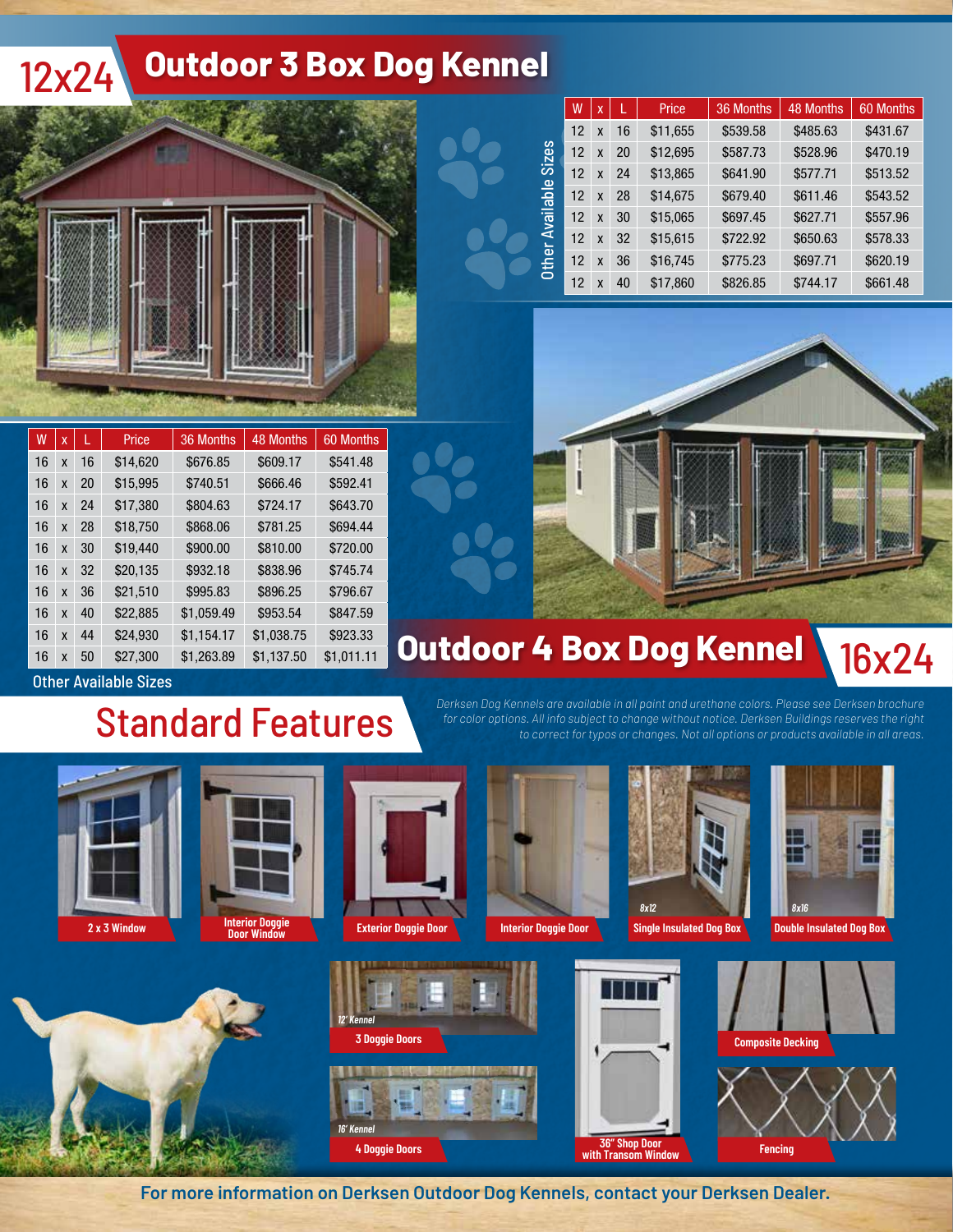# 12x24 Outdoor 3 Box Dog Kennel

Other Available Sizes

| W | x | L | Price | 36 Months | 48 Months | 60 Months |
|---|---|---|---|---|---|---|
| 12 | x | 16 | $11,655 | $539.58 | $485.63 | $431.67 |
| 12 | x | 20 | $12,695 | $587.73 | $528.96 | $470.19 |
| 12 | x | 24 | $13,865 | $641.90 | $577.71 | $513.52 |
| 12 | x | 28 | $14,675 | $679.40 | $611.46 | $543.52 |
| 12 | x | 30 | $15,065 | $697.45 | $627.71 | $557.96 |
| 12 | x | 32 | $15,615 | $722.92 | $650.63 | $578.33 |
| 12 | x | 36 | $16,745 | $775.23 | $697.71 | $620.19 |
| 12 | x | 40 | $17,860 | $826.85 | $744.17 | $661.48 |

| W | x | L | Price | 36 Months | 48 Months | 60 Months |
|---|---|---|---|---|---|---|
| 16 | x | 16 | $14,620 | $676.85 | $609.17 | $541.48 |
| 16 | x | 20 | $15,995 | $740.51 | $666.46 | $592.41 |
| 16 | x | 24 | $17,380 | $804.63 | $724.17 | $643.70 |
| 16 | x | 28 | $18,750 | $868.06 | $781.25 | $694.44 |
| 16 | x | 30 | $19,440 | $900.00 | $810.00 | $720.00 |
| 16 | x | 32 | $20,135 | $932.18 | $838.96 | $745.74 |
| 16 | x | 36 | $21,510 | $995.83 | $896.25 | $796.67 |
| 16 | x | 40 | $22,885 | $1,059.49 | $953.54 | $847.59 |
| 16 | x | 44 | $24,930 | $1,154.17 | $1,038.75 | $923.33 |
| 16 | x | 50 | $27,300 | $1,263.89 | $1,137.50 | $1,011.11 |

Other Available Sizes

# Outdoor 4 Box Dog Kennel 16x24

## Standard Features

*Derksen Dog Kennels are available in all paint and urethane colors. Please see Derksen brochure for color options. All info subject to change without notice. Derksen Buildings reserves the right to correct for typos or changes. Not all options or products available in all areas.*

2 x 3 Window

Interior Doggie Door Window

Exterior Doggie Door

Interior Doggie Door

8x12 Single Insulated Dog Box

8x16 Double Insulated Dog Box

12' Kennel 3 Doggie Doors

16' Kennel 4 Doggie Doors

36" Shop Door with Transom Window

Composite Decking

Fencing

**For more information on Derksen Outdoor Dog Kennels, contact your Derksen Dealer.**